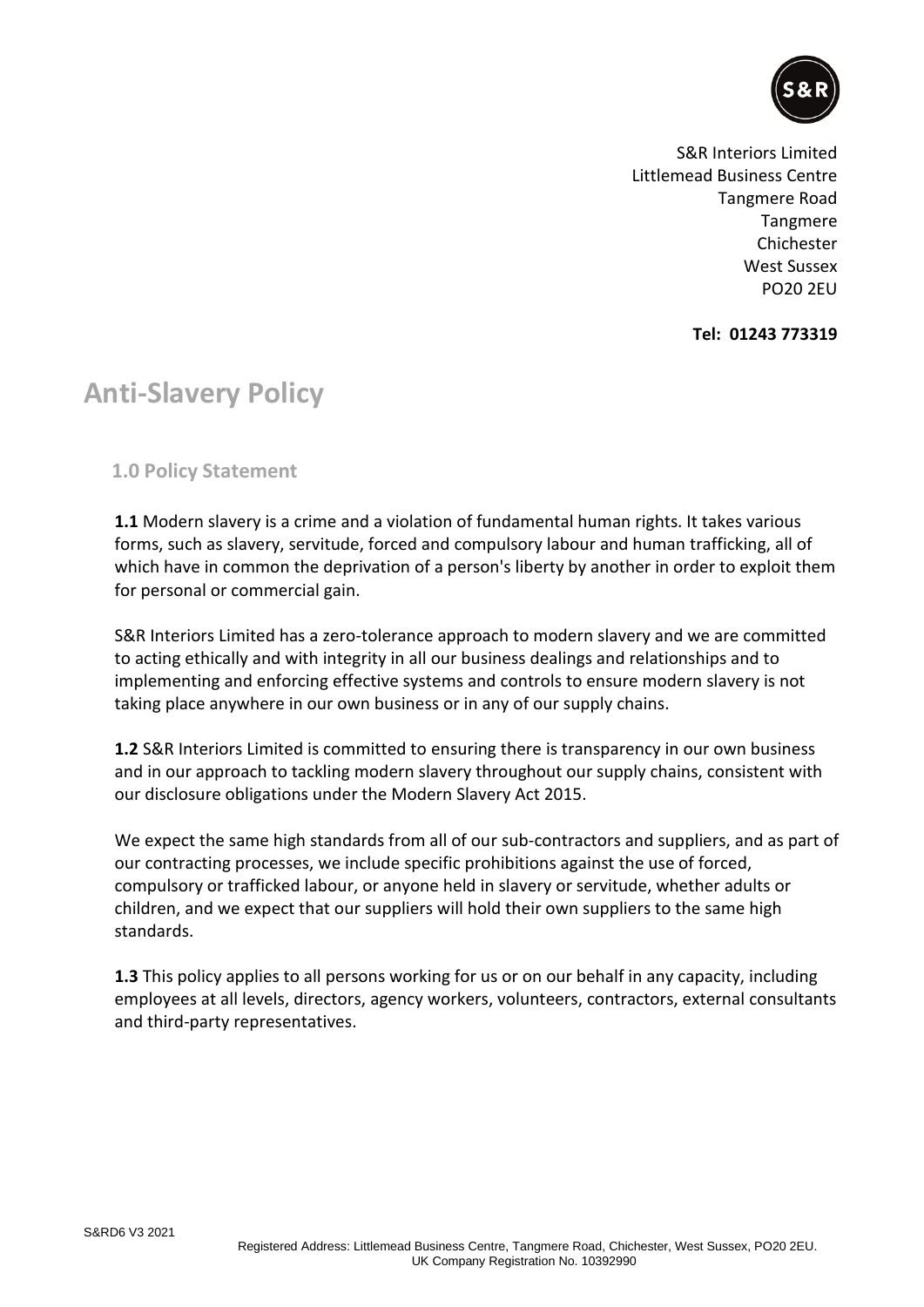S&R Interiors Limited
Littlemead Business Centre
Tangmere Road
Tangmere
Chichester
West Sussex
PO20 2EU

**Tel: 01243 773319**

# Anti-Slavery Policy

## 1.0 Policy Statement

**1.1** Modern slavery is a crime and a violation of fundamental human rights. It takes various forms, such as slavery, servitude, forced and compulsory labour and human trafficking, all of which have in common the deprivation of a person's liberty by another in order to exploit them for personal or commercial gain.

S&R Interiors Limited has a zero-tolerance approach to modern slavery and we are committed to acting ethically and with integrity in all our business dealings and relationships and to implementing and enforcing effective systems and controls to ensure modern slavery is not taking place anywhere in our own business or in any of our supply chains.

**1.2** S&R Interiors Limited is committed to ensuring there is transparency in our own business and in our approach to tackling modern slavery throughout our supply chains, consistent with our disclosure obligations under the Modern Slavery Act 2015.

We expect the same high standards from all of our sub-contractors and suppliers, and as part of our contracting processes, we include specific prohibitions against the use of forced, compulsory or trafficked labour, or anyone held in slavery or servitude, whether adults or children, and we expect that our suppliers will hold their own suppliers to the same high standards.

**1.3** This policy applies to all persons working for us or on our behalf in any capacity, including employees at all levels, directors, agency workers, volunteers, contractors, external consultants and third-party representatives.

S&RD6 V3 2021

Registered Address: Littlemead Business Centre, Tangmere Road, Chichester, West Sussex, PO20 2EU.
UK Company Registration No. 10392990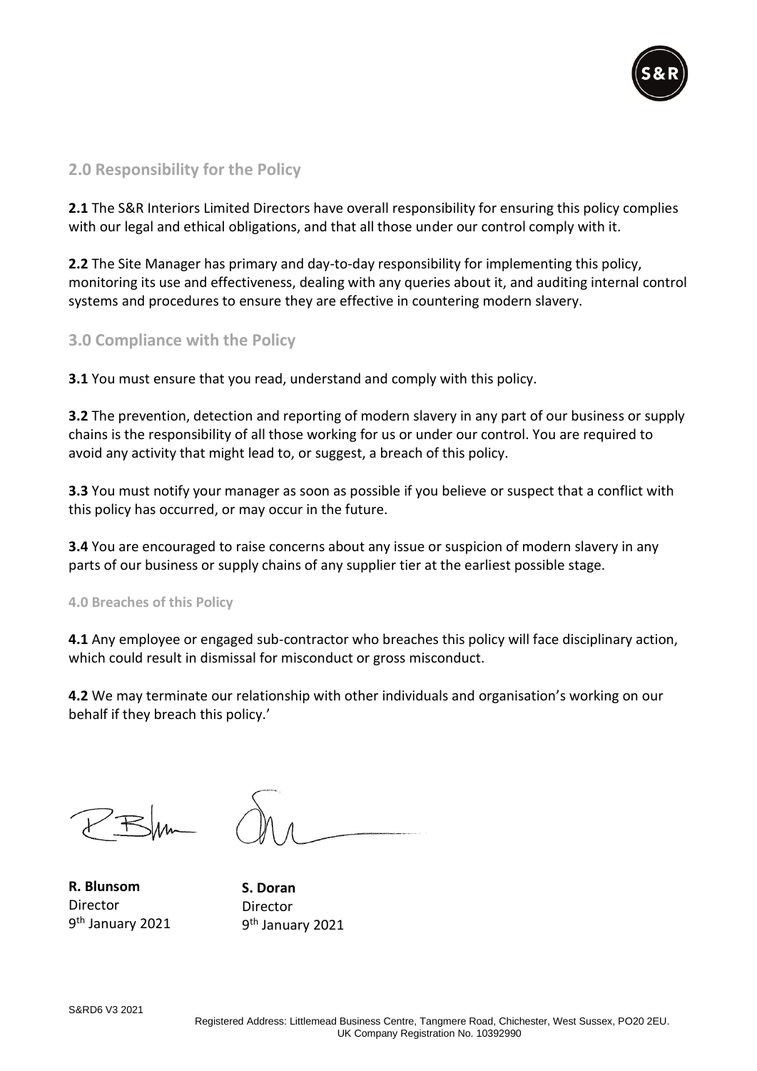## 2.0 Responsibility for the Policy

**2.1** The S&R Interiors Limited Directors have overall responsibility for ensuring this policy complies with our legal and ethical obligations, and that all those under our control comply with it.

**2.2** The Site Manager has primary and day-to-day responsibility for implementing this policy, monitoring its use and effectiveness, dealing with any queries about it, and auditing internal control systems and procedures to ensure they are effective in countering modern slavery.

## 3.0 Compliance with the Policy

**3.1** You must ensure that you read, understand and comply with this policy.

**3.2** The prevention, detection and reporting of modern slavery in any part of our business or supply chains is the responsibility of all those working for us or under our control. You are required to avoid any activity that might lead to, or suggest, a breach of this policy.

**3.3** You must notify your manager as soon as possible if you believe or suspect that a conflict with this policy has occurred, or may occur in the future.

**3.4** You are encouraged to raise concerns about any issue or suspicion of modern slavery in any parts of our business or supply chains of any supplier tier at the earliest possible stage.

#### 4.0 Breaches of this Policy

**4.1** Any employee or engaged sub-contractor who breaches this policy will face disciplinary action, which could result in dismissal for misconduct or gross misconduct.

**4.2** We may terminate our relationship with other individuals and organisation's working on our behalf if they breach this policy.'

**R. Blunsom**
Director
9th January 2021

**S. Doran**
Director
9th January 2021

S&RD6 V3 2021

Registered Address: Littlemead Business Centre, Tangmere Road, Chichester, West Sussex, PO20 2EU.
UK Company Registration No. 10392990